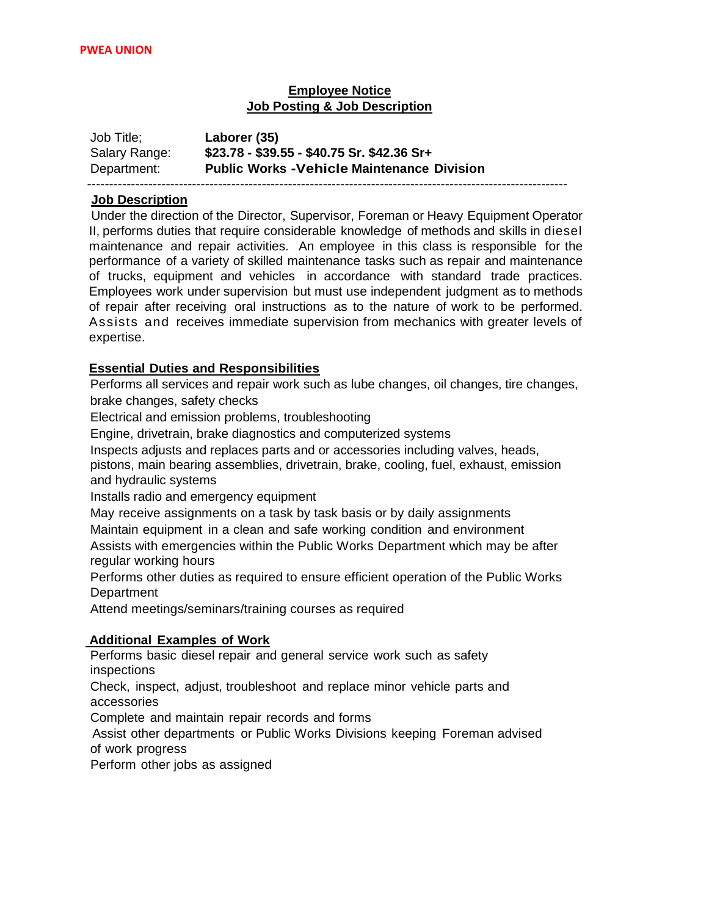**PWEA UNION**

## Employee Notice
## Job Posting & Job Description

| Job Title; | **Laborer (35)** |
|---|---|
| Salary Range: | **$23.78 - $39.55 - $40.75 Sr. $42.36 Sr+** |
| Department: | **Public Works -Vehicle Maintenance Division** |

---

### Job Description

Under the direction of the Director, Supervisor, Foreman or Heavy Equipment Operator II, performs duties that require considerable knowledge of methods and skills in diesel maintenance and repair activities. An employee in this class is responsible for the performance of a variety of skilled maintenance tasks such as repair and maintenance of trucks, equipment and vehicles in accordance with standard trade practices. Employees work under supervision but must use independent judgment as to methods of repair after receiving oral instructions as to the nature of work to be performed. Assists and receives immediate supervision from mechanics with greater levels of expertise.

### Essential Duties and Responsibilities

Performs all services and repair work such as lube changes, oil changes, tire changes, brake changes, safety checks

Electrical and emission problems, troubleshooting

Engine, drivetrain, brake diagnostics and computerized systems

Inspects adjusts and replaces parts and or accessories including valves, heads, pistons, main bearing assemblies, drivetrain, brake, cooling, fuel, exhaust, emission and hydraulic systems

Installs radio and emergency equipment

May receive assignments on a task by task basis or by daily assignments

Maintain equipment in a clean and safe working condition and environment

Assists with emergencies within the Public Works Department which may be after regular working hours

Performs other duties as required to ensure efficient operation of the Public Works Department

Attend meetings/seminars/training courses as required

### Additional Examples of Work

Performs basic diesel repair and general service work such as safety inspections

Check, inspect, adjust, troubleshoot and replace minor vehicle parts and accessories

Complete and maintain repair records and forms

Assist other departments or Public Works Divisions keeping Foreman advised of work progress

Perform other jobs as assigned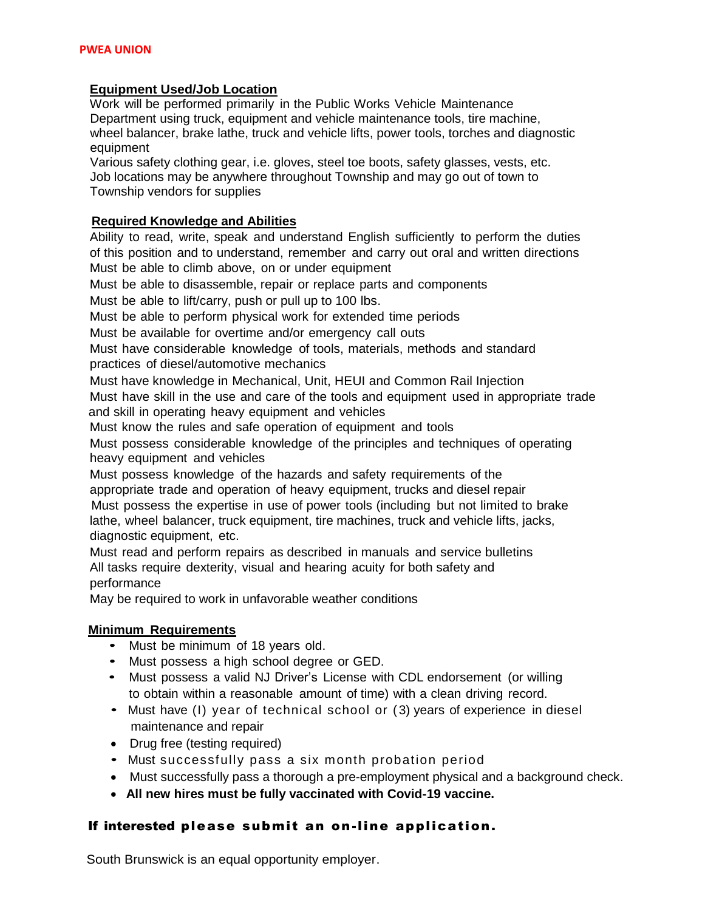**PWEA UNION**

**Equipment Used/Job Location**

Work will be performed primarily in the Public Works Vehicle Maintenance Department using truck, equipment and vehicle maintenance tools, tire machine, wheel balancer, brake lathe, truck and vehicle lifts, power tools, torches and diagnostic equipment

Various safety clothing gear, i.e. gloves, steel toe boots, safety glasses, vests, etc.

Job locations may be anywhere throughout Township and may go out of town to Township vendors for supplies

**Required Knowledge and Abilities**

Ability to read, write, speak and understand English sufficiently to perform the duties of this position and to understand, remember and carry out oral and written directions

Must be able to climb above, on or under equipment

Must be able to disassemble, repair or replace parts and components

Must be able to lift/carry, push or pull up to 100 lbs.

Must be able to perform physical work for extended time periods

Must be available for overtime and/or emergency call outs

Must have considerable knowledge of tools, materials, methods and standard practices of diesel/automotive mechanics

Must have knowledge in Mechanical, Unit, HEUI and Common Rail Injection

Must have skill in the use and care of the tools and equipment used in appropriate trade and skill in operating heavy equipment and vehicles

Must know the rules and safe operation of equipment and tools

Must possess considerable knowledge of the principles and techniques of operating heavy equipment and vehicles

Must possess knowledge of the hazards and safety requirements of the appropriate trade and operation of heavy equipment, trucks and diesel repair

Must possess the expertise in use of power tools (including but not limited to brake lathe, wheel balancer, truck equipment, tire machines, truck and vehicle lifts, jacks, diagnostic equipment, etc.

Must read and perform repairs as described in manuals and service bulletins

All tasks require dexterity, visual and hearing acuity for both safety and performance

May be required to work in unfavorable weather conditions

**Minimum Requirements**

- Must be minimum of 18 years old.
- Must possess a high school degree or GED.
- Must possess a valid NJ Driver's License with CDL endorsement (or willing to obtain within a reasonable amount of time) with a clean driving record.
- Must have (I) year of technical school or (3) years of experience in diesel maintenance and repair
- Drug free (testing required)
- Must successfully pass a six month probation period
- Must successfully pass a thorough a pre-employment physical and a background check.
- **All new hires must be fully vaccinated with Covid-19 vaccine.**

**If interested please submit an on-line application.**

South Brunswick is an equal opportunity employer.